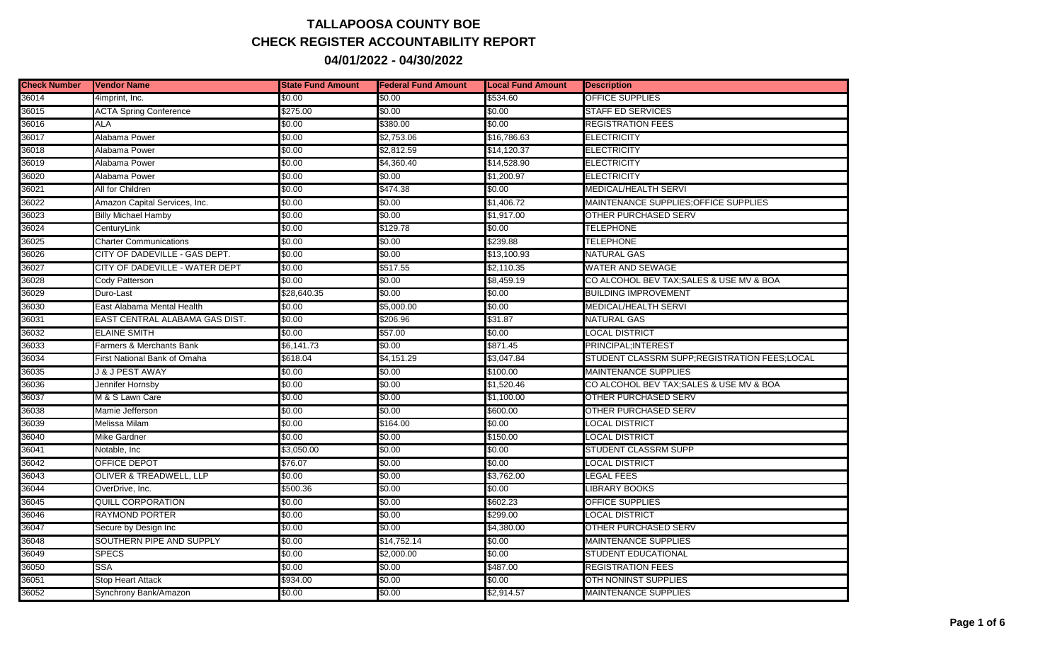# TALLAPOOSA COUNTY BOE
## CHECK REGISTER ACCOUNTABILITY REPORT
### 04/01/2022 - 04/30/2022

| Check Number | Vendor Name | State Fund Amount | Federal Fund Amount | Local Fund Amount | Description |
|---|---|---|---|---|---|
| 36014 | 4imprint, Inc. | $0.00 | $0.00 | $534.60 | OFFICE SUPPLIES |
| 36015 | ACTA Spring Conference | $275.00 | $0.00 | $0.00 | STAFF ED SERVICES |
| 36016 | ALA | $0.00 | $380.00 | $0.00 | REGISTRATION FEES |
| 36017 | Alabama Power | $0.00 | $2,753.06 | $16,786.63 | ELECTRICITY |
| 36018 | Alabama Power | $0.00 | $2,812.59 | $14,120.37 | ELECTRICITY |
| 36019 | Alabama Power | $0.00 | $4,360.40 | $14,528.90 | ELECTRICITY |
| 36020 | Alabama Power | $0.00 | $0.00 | $1,200.97 | ELECTRICITY |
| 36021 | All for Children | $0.00 | $474.38 | $0.00 | MEDICAL/HEALTH SERVI |
| 36022 | Amazon Capital Services, Inc. | $0.00 | $0.00 | $1,406.72 | MAINTENANCE SUPPLIES;OFFICE SUPPLIES |
| 36023 | Billy Michael Hamby | $0.00 | $0.00 | $1,917.00 | OTHER PURCHASED SERV |
| 36024 | CenturyLink | $0.00 | $129.78 | $0.00 | TELEPHONE |
| 36025 | Charter Communications | $0.00 | $0.00 | $239.88 | TELEPHONE |
| 36026 | CITY OF DADEVILLE - GAS DEPT. | $0.00 | $0.00 | $13,100.93 | NATURAL GAS |
| 36027 | CITY OF DADEVILLE - WATER DEPT | $0.00 | $517.55 | $2,110.35 | WATER AND SEWAGE |
| 36028 | Cody Patterson | $0.00 | $0.00 | $8,459.19 | CO ALCOHOL BEV TAX;SALES & USE MV & BOA |
| 36029 | Duro-Last | $28,640.35 | $0.00 | $0.00 | BUILDING IMPROVEMENT |
| 36030 | East Alabama Mental Health | $0.00 | $5,000.00 | $0.00 | MEDICAL/HEALTH SERVI |
| 36031 | EAST CENTRAL ALABAMA GAS DIST. | $0.00 | $206.96 | $31.87 | NATURAL GAS |
| 36032 | ELAINE SMITH | $0.00 | $57.00 | $0.00 | LOCAL DISTRICT |
| 36033 | Farmers & Merchants Bank | $6,141.73 | $0.00 | $871.45 | PRINCIPAL;INTEREST |
| 36034 | First National Bank of Omaha | $618.04 | $4,151.29 | $3,047.84 | STUDENT CLASSRM SUPP;REGISTRATION FEES;LOCAL |
| 36035 | J & J PEST AWAY | $0.00 | $0.00 | $100.00 | MAINTENANCE SUPPLIES |
| 36036 | Jennifer Hornsby | $0.00 | $0.00 | $1,520.46 | CO ALCOHOL BEV TAX;SALES & USE MV & BOA |
| 36037 | M & S Lawn Care | $0.00 | $0.00 | $1,100.00 | OTHER PURCHASED SERV |
| 36038 | Mamie Jefferson | $0.00 | $0.00 | $600.00 | OTHER PURCHASED SERV |
| 36039 | Melissa Milam | $0.00 | $164.00 | $0.00 | LOCAL DISTRICT |
| 36040 | Mike Gardner | $0.00 | $0.00 | $150.00 | LOCAL DISTRICT |
| 36041 | Notable, Inc | $3,050.00 | $0.00 | $0.00 | STUDENT CLASSRM SUPP |
| 36042 | OFFICE DEPOT | $76.07 | $0.00 | $0.00 | LOCAL DISTRICT |
| 36043 | OLIVER & TREADWELL, LLP | $0.00 | $0.00 | $3,762.00 | LEGAL FEES |
| 36044 | OverDrive, Inc. | $500.36 | $0.00 | $0.00 | LIBRARY BOOKS |
| 36045 | QUILL CORPORATION | $0.00 | $0.00 | $602.23 | OFFICE SUPPLIES |
| 36046 | RAYMOND PORTER | $0.00 | $0.00 | $299.00 | LOCAL DISTRICT |
| 36047 | Secure by Design Inc | $0.00 | $0.00 | $4,380.00 | OTHER PURCHASED SERV |
| 36048 | SOUTHERN PIPE AND SUPPLY | $0.00 | $14,752.14 | $0.00 | MAINTENANCE SUPPLIES |
| 36049 | SPECS | $0.00 | $2,000.00 | $0.00 | STUDENT EDUCATIONAL |
| 36050 | SSA | $0.00 | $0.00 | $487.00 | REGISTRATION FEES |
| 36051 | Stop Heart Attack | $934.00 | $0.00 | $0.00 | OTH NONINST SUPPLIES |
| 36052 | Synchrony Bank/Amazon | $0.00 | $0.00 | $2,914.57 | MAINTENANCE SUPPLIES |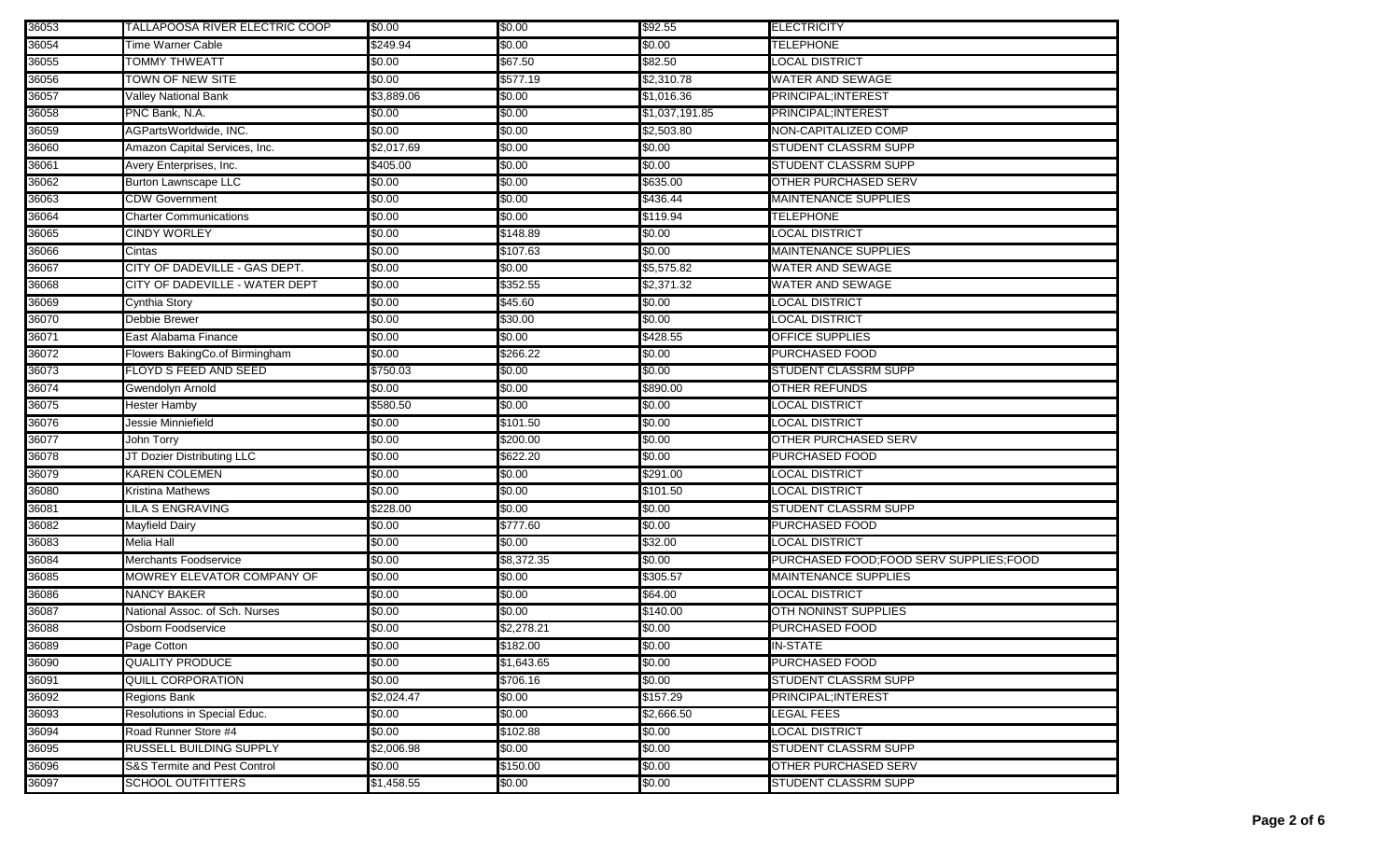| | | | | | |
|---|---|---|---|---|---|
| 36053 | TALLAPOOSA RIVER ELECTRIC COOP | $0.00 | $0.00 | $92.55 | ELECTRICITY |
| 36054 | Time Warner Cable | $249.94 | $0.00 | $0.00 | TELEPHONE |
| 36055 | TOMMY THWEATT | $0.00 | $67.50 | $82.50 | LOCAL DISTRICT |
| 36056 | TOWN OF NEW SITE | $0.00 | $577.19 | $2,310.78 | WATER AND SEWAGE |
| 36057 | Valley National Bank | $3,889.06 | $0.00 | $1,016.36 | PRINCIPAL;INTEREST |
| 36058 | PNC Bank, N.A. | $0.00 | $0.00 | $1,037,191.85 | PRINCIPAL;INTEREST |
| 36059 | AGPartsWorldwide, INC. | $0.00 | $0.00 | $2,503.80 | NON-CAPITALIZED COMP |
| 36060 | Amazon Capital Services, Inc. | $2,017.69 | $0.00 | $0.00 | STUDENT CLASSRM SUPP |
| 36061 | Avery Enterprises, Inc. | $405.00 | $0.00 | $0.00 | STUDENT CLASSRM SUPP |
| 36062 | Burton Lawnscape LLC | $0.00 | $0.00 | $635.00 | OTHER PURCHASED SERV |
| 36063 | CDW Government | $0.00 | $0.00 | $436.44 | MAINTENANCE SUPPLIES |
| 36064 | Charter Communications | $0.00 | $0.00 | $119.94 | TELEPHONE |
| 36065 | CINDY WORLEY | $0.00 | $148.89 | $0.00 | LOCAL DISTRICT |
| 36066 | Cintas | $0.00 | $107.63 | $0.00 | MAINTENANCE SUPPLIES |
| 36067 | CITY OF DADEVILLE - GAS DEPT. | $0.00 | $0.00 | $5,575.82 | WATER AND SEWAGE |
| 36068 | CITY OF DADEVILLE - WATER DEPT | $0.00 | $352.55 | $2,371.32 | WATER AND SEWAGE |
| 36069 | Cynthia Story | $0.00 | $45.60 | $0.00 | LOCAL DISTRICT |
| 36070 | Debbie Brewer | $0.00 | $30.00 | $0.00 | LOCAL DISTRICT |
| 36071 | East Alabama Finance | $0.00 | $0.00 | $428.55 | OFFICE SUPPLIES |
| 36072 | Flowers BakingCo.of Birmingham | $0.00 | $266.22 | $0.00 | PURCHASED FOOD |
| 36073 | FLOYD S FEED AND SEED | $750.03 | $0.00 | $0.00 | STUDENT CLASSRM SUPP |
| 36074 | Gwendolyn Arnold | $0.00 | $0.00 | $890.00 | OTHER REFUNDS |
| 36075 | Hester Hamby | $580.50 | $0.00 | $0.00 | LOCAL DISTRICT |
| 36076 | Jessie Minniefield | $0.00 | $101.50 | $0.00 | LOCAL DISTRICT |
| 36077 | John Torry | $0.00 | $200.00 | $0.00 | OTHER PURCHASED SERV |
| 36078 | JT Dozier Distributing LLC | $0.00 | $622.20 | $0.00 | PURCHASED FOOD |
| 36079 | KAREN COLEMEN | $0.00 | $0.00 | $291.00 | LOCAL DISTRICT |
| 36080 | Kristina Mathews | $0.00 | $0.00 | $101.50 | LOCAL DISTRICT |
| 36081 | LILA S ENGRAVING | $228.00 | $0.00 | $0.00 | STUDENT CLASSRM SUPP |
| 36082 | Mayfield Dairy | $0.00 | $777.60 | $0.00 | PURCHASED FOOD |
| 36083 | Melia Hall | $0.00 | $0.00 | $32.00 | LOCAL DISTRICT |
| 36084 | Merchants Foodservice | $0.00 | $8,372.35 | $0.00 | PURCHASED FOOD;FOOD SERV SUPPLIES;FOOD |
| 36085 | MOWREY ELEVATOR COMPANY OF | $0.00 | $0.00 | $305.57 | MAINTENANCE SUPPLIES |
| 36086 | NANCY BAKER | $0.00 | $0.00 | $64.00 | LOCAL DISTRICT |
| 36087 | National Assoc. of Sch. Nurses | $0.00 | $0.00 | $140.00 | OTH NONINST SUPPLIES |
| 36088 | Osborn Foodservice | $0.00 | $2,278.21 | $0.00 | PURCHASED FOOD |
| 36089 | Page Cotton | $0.00 | $182.00 | $0.00 | IN-STATE |
| 36090 | QUALITY PRODUCE | $0.00 | $1,643.65 | $0.00 | PURCHASED FOOD |
| 36091 | QUILL CORPORATION | $0.00 | $706.16 | $0.00 | STUDENT CLASSRM SUPP |
| 36092 | Regions Bank | $2,024.47 | $0.00 | $157.29 | PRINCIPAL;INTEREST |
| 36093 | Resolutions in Special Educ. | $0.00 | $0.00 | $2,666.50 | LEGAL FEES |
| 36094 | Road Runner Store #4 | $0.00 | $102.88 | $0.00 | LOCAL DISTRICT |
| 36095 | RUSSELL BUILDING SUPPLY | $2,006.98 | $0.00 | $0.00 | STUDENT CLASSRM SUPP |
| 36096 | S&S Termite and Pest Control | $0.00 | $150.00 | $0.00 | OTHER PURCHASED SERV |
| 36097 | SCHOOL OUTFITTERS | $1,458.55 | $0.00 | $0.00 | STUDENT CLASSRM SUPP |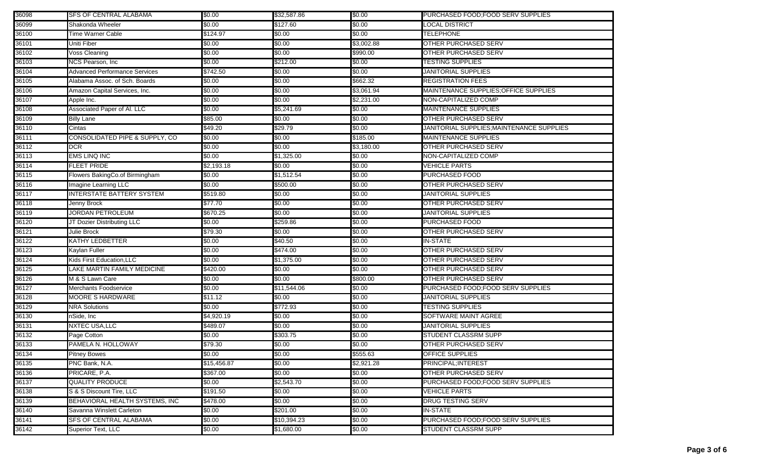| | | | | | |
|---|---|---|---|---|---|
| 36098 | SFS OF CENTRAL ALABAMA | $0.00 | $32,587.86 | $0.00 | PURCHASED FOOD;FOOD SERV SUPPLIES |
| 36099 | Shakonda Wheeler | $0.00 | $127.60 | $0.00 | LOCAL DISTRICT |
| 36100 | Time Warner Cable | $124.97 | $0.00 | $0.00 | TELEPHONE |
| 36101 | Uniti Fiber | $0.00 | $0.00 | $3,002.88 | OTHER PURCHASED SERV |
| 36102 | Voss Cleaning | $0.00 | $0.00 | $990.00 | OTHER PURCHASED SERV |
| 36103 | NCS Pearson, Inc | $0.00 | $212.00 | $0.00 | TESTING SUPPLIES |
| 36104 | Advanced Performance Services | $742.50 | $0.00 | $0.00 | JANITORIAL SUPPLIES |
| 36105 | Alabama Assoc. of Sch. Boards | $0.00 | $0.00 | $662.32 | REGISTRATION FEES |
| 36106 | Amazon Capital Services, Inc. | $0.00 | $0.00 | $3,061.94 | MAINTENANCE SUPPLIES;OFFICE SUPPLIES |
| 36107 | Apple Inc. | $0.00 | $0.00 | $2,231.00 | NON-CAPITALIZED COMP |
| 36108 | Associated Paper of Al. LLC | $0.00 | $5,241.69 | $0.00 | MAINTENANCE SUPPLIES |
| 36109 | Billy Lane | $85.00 | $0.00 | $0.00 | OTHER PURCHASED SERV |
| 36110 | Cintas | $49.20 | $29.79 | $0.00 | JANITORIAL SUPPLIES;MAINTENANCE SUPPLIES |
| 36111 | CONSOLIDATED PIPE & SUPPLY, CO | $0.00 | $0.00 | $185.00 | MAINTENANCE SUPPLIES |
| 36112 | DCR | $0.00 | $0.00 | $3,180.00 | OTHER PURCHASED SERV |
| 36113 | EMS LINQ INC | $0.00 | $1,325.00 | $0.00 | NON-CAPITALIZED COMP |
| 36114 | FLEET PRIDE | $2,193.18 | $0.00 | $0.00 | VEHICLE PARTS |
| 36115 | Flowers BakingCo.of Birmingham | $0.00 | $1,512.54 | $0.00 | PURCHASED FOOD |
| 36116 | Imagine Learning LLC | $0.00 | $500.00 | $0.00 | OTHER PURCHASED SERV |
| 36117 | INTERSTATE BATTERY SYSTEM | $519.80 | $0.00 | $0.00 | JANITORIAL SUPPLIES |
| 36118 | Jenny Brock | $77.70 | $0.00 | $0.00 | OTHER PURCHASED SERV |
| 36119 | JORDAN PETROLEUM | $670.25 | $0.00 | $0.00 | JANITORIAL SUPPLIES |
| 36120 | JT Dozier Distributing LLC | $0.00 | $259.86 | $0.00 | PURCHASED FOOD |
| 36121 | Julie Brock | $79.30 | $0.00 | $0.00 | OTHER PURCHASED SERV |
| 36122 | KATHY LEDBETTER | $0.00 | $40.50 | $0.00 | IN-STATE |
| 36123 | Kaylan Fuller | $0.00 | $474.00 | $0.00 | OTHER PURCHASED SERV |
| 36124 | Kids First Education,LLC | $0.00 | $1,375.00 | $0.00 | OTHER PURCHASED SERV |
| 36125 | LAKE MARTIN FAMILY MEDICINE | $420.00 | $0.00 | $0.00 | OTHER PURCHASED SERV |
| 36126 | M & S Lawn Care | $0.00 | $0.00 | $800.00 | OTHER PURCHASED SERV |
| 36127 | Merchants Foodservice | $0.00 | $11,544.06 | $0.00 | PURCHASED FOOD;FOOD SERV SUPPLIES |
| 36128 | MOORE S HARDWARE | $11.12 | $0.00 | $0.00 | JANITORIAL SUPPLIES |
| 36129 | NRA Solutions | $0.00 | $772.93 | $0.00 | TESTING SUPPLIES |
| 36130 | nSide, Inc | $4,920.19 | $0.00 | $0.00 | SOFTWARE MAINT AGREE |
| 36131 | NXTEC USA,LLC | $489.07 | $0.00 | $0.00 | JANITORIAL SUPPLIES |
| 36132 | Page Cotton | $0.00 | $303.75 | $0.00 | STUDENT CLASSRM SUPP |
| 36133 | PAMELA N. HOLLOWAY | $79.30 | $0.00 | $0.00 | OTHER PURCHASED SERV |
| 36134 | Pitney Bowes | $0.00 | $0.00 | $555.63 | OFFICE SUPPLIES |
| 36135 | PNC Bank, N.A. | $15,456.87 | $0.00 | $2,921.28 | PRINCIPAL;INTEREST |
| 36136 | PRICARE, P.A. | $367.00 | $0.00 | $0.00 | OTHER PURCHASED SERV |
| 36137 | QUALITY PRODUCE | $0.00 | $2,543.70 | $0.00 | PURCHASED FOOD;FOOD SERV SUPPLIES |
| 36138 | S & S Discount Tire, LLC | $191.50 | $0.00 | $0.00 | VEHICLE PARTS |
| 36139 | BEHAVIORAL HEALTH SYSTEMS, INC | $478.00 | $0.00 | $0.00 | DRUG TESTING SERV |
| 36140 | Savanna Winslett Carleton | $0.00 | $201.00 | $0.00 | IN-STATE |
| 36141 | SFS OF CENTRAL ALABAMA | $0.00 | $10,394.23 | $0.00 | PURCHASED FOOD;FOOD SERV SUPPLIES |
| 36142 | Superior Text, LLC | $0.00 | $1,680.00 | $0.00 | STUDENT CLASSRM SUPP |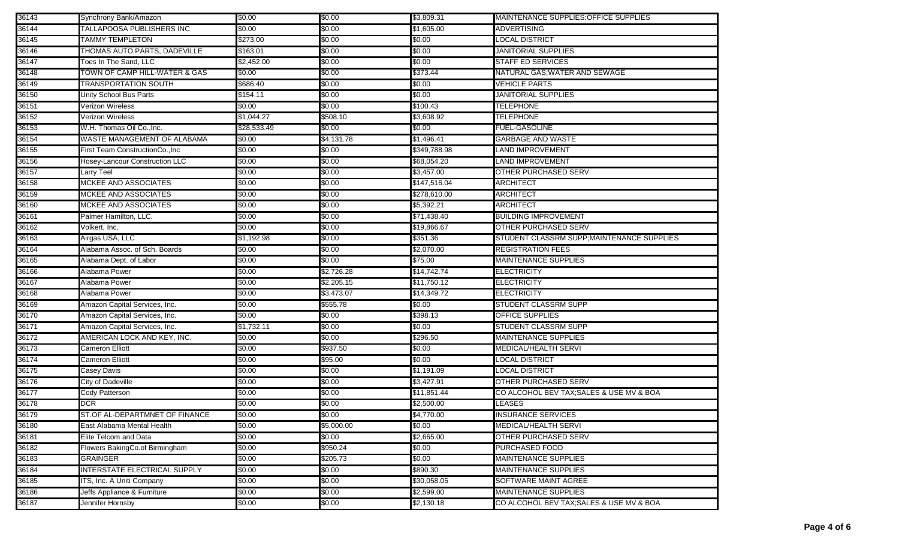| | | | | | |
|---|---|---|---|---|---|
| 36143 | Synchrony Bank/Amazon | $0.00 | $0.00 | $3,809.31 | MAINTENANCE SUPPLIES;OFFICE SUPPLIES |
| 36144 | TALLAPOOSA PUBLISHERS INC | $0.00 | $0.00 | $1,605.00 | ADVERTISING |
| 36145 | TAMMY TEMPLETON | $273.00 | $0.00 | $0.00 | LOCAL DISTRICT |
| 36146 | THOMAS AUTO PARTS, DADEVILLE | $163.01 | $0.00 | $0.00 | JANITORIAL SUPPLIES |
| 36147 | Toes In The Sand, LLC | $2,452.00 | $0.00 | $0.00 | STAFF ED SERVICES |
| 36148 | TOWN OF CAMP HILL-WATER & GAS | $0.00 | $0.00 | $373.44 | NATURAL GAS;WATER AND SEWAGE |
| 36149 | TRANSPORTATION SOUTH | $686.40 | $0.00 | $0.00 | VEHICLE PARTS |
| 36150 | Unity School Bus Parts | $154.11 | $0.00 | $0.00 | JANITORIAL SUPPLIES |
| 36151 | Verizon Wireless | $0.00 | $0.00 | $100.43 | TELEPHONE |
| 36152 | Verizon Wireless | $1,044.27 | $508.10 | $3,608.92 | TELEPHONE |
| 36153 | W.H. Thomas Oil Co.,Inc. | $28,533.49 | $0.00 | $0.00 | FUEL-GASOLINE |
| 36154 | WASTE MANAGEMENT OF ALABAMA | $0.00 | $4,131.78 | $1,496.41 | GARBAGE AND WASTE |
| 36155 | First Team ConstructionCo.,Inc | $0.00 | $0.00 | $349,788.98 | LAND IMPROVEMENT |
| 36156 | Hosey-Lancour Construction LLC | $0.00 | $0.00 | $68,054.20 | LAND IMPROVEMENT |
| 36157 | Larry Teel | $0.00 | $0.00 | $3,457.00 | OTHER PURCHASED SERV |
| 36158 | MCKEE AND ASSOCIATES | $0.00 | $0.00 | $147,516.04 | ARCHITECT |
| 36159 | MCKEE AND ASSOCIATES | $0.00 | $0.00 | $278,610.00 | ARCHITECT |
| 36160 | MCKEE AND ASSOCIATES | $0.00 | $0.00 | $5,392.21 | ARCHITECT |
| 36161 | Palmer Hamilton, LLC. | $0.00 | $0.00 | $71,438.40 | BUILDING IMPROVEMENT |
| 36162 | Volkert, Inc. | $0.00 | $0.00 | $19,866.67 | OTHER PURCHASED SERV |
| 36163 | Airgas USA, LLC | $1,192.98 | $0.00 | $351.36 | STUDENT CLASSRM SUPP;MAINTENANCE SUPPLIES |
| 36164 | Alabama Assoc. of Sch. Boards | $0.00 | $0.00 | $2,070.00 | REGISTRATION FEES |
| 36165 | Alabama Dept. of Labor | $0.00 | $0.00 | $75.00 | MAINTENANCE SUPPLIES |
| 36166 | Alabama Power | $0.00 | $2,726.28 | $14,742.74 | ELECTRICITY |
| 36167 | Alabama Power | $0.00 | $2,205.15 | $11,750.12 | ELECTRICITY |
| 36168 | Alabama Power | $0.00 | $3,473.07 | $14,349.72 | ELECTRICITY |
| 36169 | Amazon Capital Services, Inc. | $0.00 | $555.78 | $0.00 | STUDENT CLASSRM SUPP |
| 36170 | Amazon Capital Services, Inc. | $0.00 | $0.00 | $398.13 | OFFICE SUPPLIES |
| 36171 | Amazon Capital Services, Inc. | $1,732.11 | $0.00 | $0.00 | STUDENT CLASSRM SUPP |
| 36172 | AMERICAN LOCK AND KEY, INC. | $0.00 | $0.00 | $296.50 | MAINTENANCE SUPPLIES |
| 36173 | Cameron Elliott | $0.00 | $937.50 | $0.00 | MEDICAL/HEALTH SERVI |
| 36174 | Cameron Elliott | $0.00 | $95.00 | $0.00 | LOCAL DISTRICT |
| 36175 | Casey Davis | $0.00 | $0.00 | $1,191.09 | LOCAL DISTRICT |
| 36176 | City of Dadeville | $0.00 | $0.00 | $3,427.91 | OTHER PURCHASED SERV |
| 36177 | Cody Patterson | $0.00 | $0.00 | $11,851.44 | CO ALCOHOL BEV TAX;SALES & USE MV & BOA |
| 36178 | DCR | $0.00 | $0.00 | $2,500.00 | LEASES |
| 36179 | ST.OF AL-DEPARTMNET OF FINANCE | $0.00 | $0.00 | $4,770.00 | INSURANCE SERVICES |
| 36180 | East Alabama Mental Health | $0.00 | $5,000.00 | $0.00 | MEDICAL/HEALTH SERVI |
| 36181 | Elite Telcom and Data | $0.00 | $0.00 | $2,665.00 | OTHER PURCHASED SERV |
| 36182 | Flowers BakingCo.of Birmingham | $0.00 | $950.24 | $0.00 | PURCHASED FOOD |
| 36183 | GRAINGER | $0.00 | $205.73 | $0.00 | MAINTENANCE SUPPLIES |
| 36184 | INTERSTATE ELECTRICAL SUPPLY | $0.00 | $0.00 | $890.30 | MAINTENANCE SUPPLIES |
| 36185 | ITS, Inc. A Uniti Company | $0.00 | $0.00 | $30,058.05 | SOFTWARE MAINT AGREE |
| 36186 | Jeffs Appliance & Furniture | $0.00 | $0.00 | $2,599.00 | MAINTENANCE SUPPLIES |
| 36187 | Jennifer Hornsby | $0.00 | $0.00 | $2,130.18 | CO ALCOHOL BEV TAX;SALES & USE MV & BOA |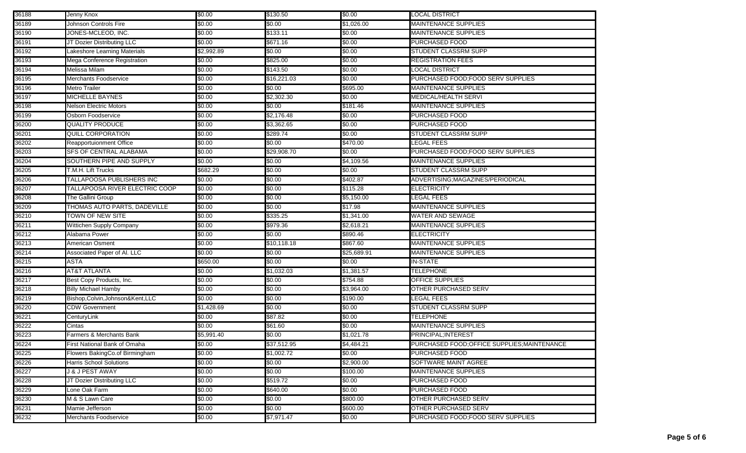| | | | | | |
|---|---|---|---|---|---|
| 36188 | Jenny Knox | $0.00 | $130.50 | $0.00 | LOCAL DISTRICT |
| 36189 | Johnson Controls Fire | $0.00 | $0.00 | $1,026.00 | MAINTENANCE SUPPLIES |
| 36190 | JONES-MCLEOD, INC. | $0.00 | $133.11 | $0.00 | MAINTENANCE SUPPLIES |
| 36191 | JT Dozier Distributing LLC | $0.00 | $671.16 | $0.00 | PURCHASED FOOD |
| 36192 | Lakeshore Learning Materials | $2,992.89 | $0.00 | $0.00 | STUDENT CLASSRM SUPP |
| 36193 | Mega Conference Registration | $0.00 | $825.00 | $0.00 | REGISTRATION FEES |
| 36194 | Melissa Milam | $0.00 | $143.50 | $0.00 | LOCAL DISTRICT |
| 36195 | Merchants Foodservice | $0.00 | $16,221.03 | $0.00 | PURCHASED FOOD;FOOD SERV SUPPLIES |
| 36196 | Metro Trailer | $0.00 | $0.00 | $695.00 | MAINTENANCE SUPPLIES |
| 36197 | MICHELLE BAYNES | $0.00 | $2,302.30 | $0.00 | MEDICAL/HEALTH SERVI |
| 36198 | Nelson Electric Motors | $0.00 | $0.00 | $181.46 | MAINTENANCE SUPPLIES |
| 36199 | Osborn Foodservice | $0.00 | $2,176.48 | $0.00 | PURCHASED FOOD |
| 36200 | QUALITY PRODUCE | $0.00 | $3,362.65 | $0.00 | PURCHASED FOOD |
| 36201 | QUILL CORPORATION | $0.00 | $289.74 | $0.00 | STUDENT CLASSRM SUPP |
| 36202 | Reapportuionment Office | $0.00 | $0.00 | $470.00 | LEGAL FEES |
| 36203 | SFS OF CENTRAL ALABAMA | $0.00 | $29,908.70 | $0.00 | PURCHASED FOOD;FOOD SERV SUPPLIES |
| 36204 | SOUTHERN PIPE AND SUPPLY | $0.00 | $0.00 | $4,109.56 | MAINTENANCE SUPPLIES |
| 36205 | T.M.H. Lift Trucks | $682.29 | $0.00 | $0.00 | STUDENT CLASSRM SUPP |
| 36206 | TALLAPOOSA PUBLISHERS INC | $0.00 | $0.00 | $402.87 | ADVERTISING;MAGAZINES/PERIODICAL |
| 36207 | TALLAPOOSA RIVER ELECTRIC COOP | $0.00 | $0.00 | $115.28 | ELECTRICITY |
| 36208 | The Gallini Group | $0.00 | $0.00 | $5,150.00 | LEGAL FEES |
| 36209 | THOMAS AUTO PARTS, DADEVILLE | $0.00 | $0.00 | $17.98 | MAINTENANCE SUPPLIES |
| 36210 | TOWN OF NEW SITE | $0.00 | $335.25 | $1,341.00 | WATER AND SEWAGE |
| 36211 | Wittichen Supply Company | $0.00 | $979.36 | $2,618.21 | MAINTENANCE SUPPLIES |
| 36212 | Alabama Power | $0.00 | $0.00 | $890.46 | ELECTRICITY |
| 36213 | American Osment | $0.00 | $10,118.18 | $867.60 | MAINTENANCE SUPPLIES |
| 36214 | Associated Paper of Al. LLC | $0.00 | $0.00 | $25,689.91 | MAINTENANCE SUPPLIES |
| 36215 | ASTA | $650.00 | $0.00 | $0.00 | IN-STATE |
| 36216 | AT&T ATLANTA | $0.00 | $1,032.03 | $1,381.57 | TELEPHONE |
| 36217 | Best Copy Products, Inc. | $0.00 | $0.00 | $754.88 | OFFICE SUPPLIES |
| 36218 | Billy Michael Hamby | $0.00 | $0.00 | $3,964.00 | OTHER PURCHASED SERV |
| 36219 | Bishop,Colvin,Johnson&Kent,LLC | $0.00 | $0.00 | $190.00 | LEGAL FEES |
| 36220 | CDW Government | $1,428.69 | $0.00 | $0.00 | STUDENT CLASSRM SUPP |
| 36221 | CenturyLink | $0.00 | $87.82 | $0.00 | TELEPHONE |
| 36222 | Cintas | $0.00 | $61.60 | $0.00 | MAINTENANCE SUPPLIES |
| 36223 | Farmers & Merchants Bank | $5,991.40 | $0.00 | $1,021.78 | PRINCIPAL;INTEREST |
| 36224 | First National Bank of Omaha | $0.00 | $37,512.95 | $4,484.21 | PURCHASED FOOD;OFFICE SUPPLIES;MAINTENANCE |
| 36225 | Flowers BakingCo.of Birmingham | $0.00 | $1,002.72 | $0.00 | PURCHASED FOOD |
| 36226 | Harris School Solutions | $0.00 | $0.00 | $2,900.00 | SOFTWARE MAINT AGREE |
| 36227 | J & J PEST AWAY | $0.00 | $0.00 | $100.00 | MAINTENANCE SUPPLIES |
| 36228 | JT Dozier Distributing LLC | $0.00 | $519.72 | $0.00 | PURCHASED FOOD |
| 36229 | Lone Oak Farm | $0.00 | $640.00 | $0.00 | PURCHASED FOOD |
| 36230 | M & S Lawn Care | $0.00 | $0.00 | $800.00 | OTHER PURCHASED SERV |
| 36231 | Mamie Jefferson | $0.00 | $0.00 | $600.00 | OTHER PURCHASED SERV |
| 36232 | Merchants Foodservice | $0.00 | $7,971.47 | $0.00 | PURCHASED FOOD;FOOD SERV SUPPLIES |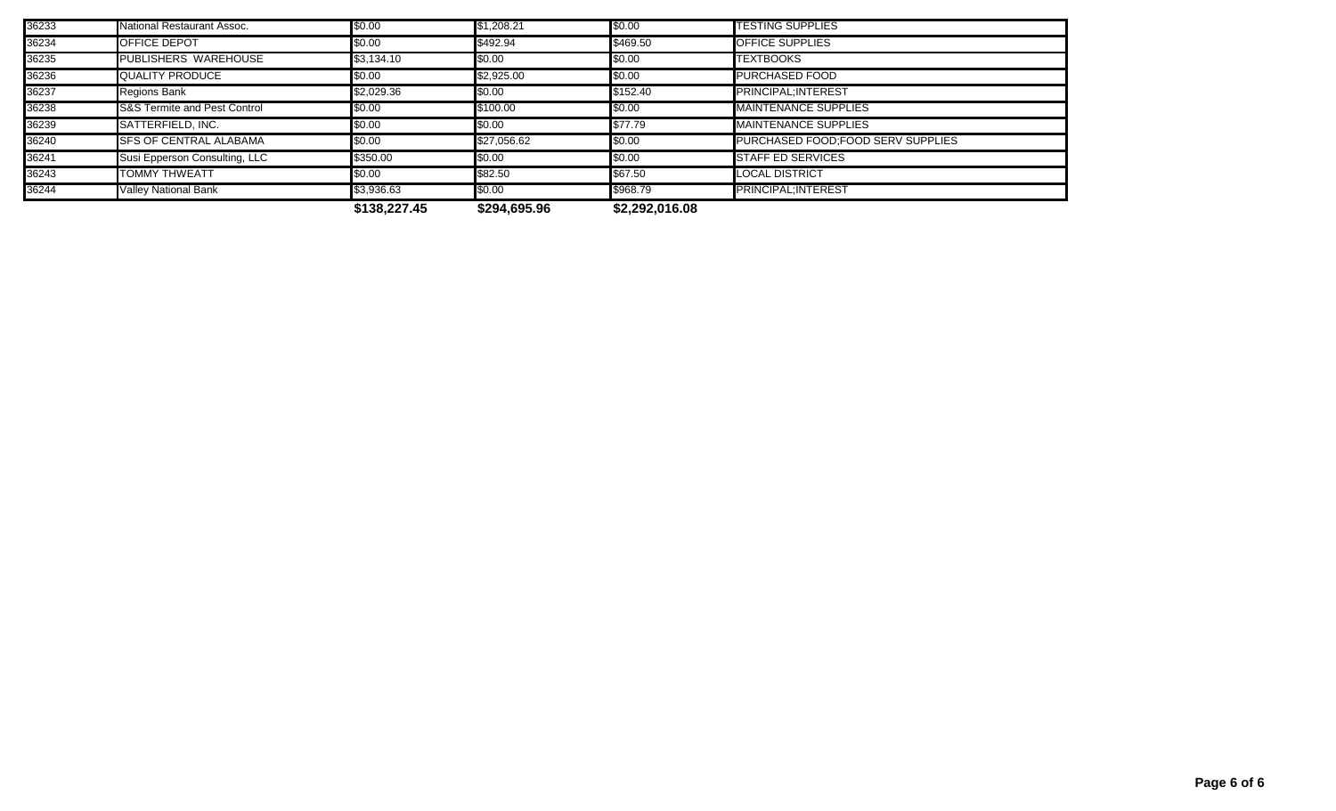| | | | | | |
|---|---|---|---|---|---|
| 36233 | National Restaurant Assoc. | $0.00 | $1,208.21 | $0.00 | TESTING SUPPLIES |
| 36234 | OFFICE DEPOT | $0.00 | $492.94 | $469.50 | OFFICE SUPPLIES |
| 36235 | PUBLISHERS WAREHOUSE | $3,134.10 | $0.00 | $0.00 | TEXTBOOKS |
| 36236 | QUALITY PRODUCE | $0.00 | $2,925.00 | $0.00 | PURCHASED FOOD |
| 36237 | Regions Bank | $2,029.36 | $0.00 | $152.40 | PRINCIPAL;INTEREST |
| 36238 | S&S Termite and Pest Control | $0.00 | $100.00 | $0.00 | MAINTENANCE SUPPLIES |
| 36239 | SATTERFIELD, INC. | $0.00 | $0.00 | $77.79 | MAINTENANCE SUPPLIES |
| 36240 | SFS OF CENTRAL ALABAMA | $0.00 | $27,056.62 | $0.00 | PURCHASED FOOD;FOOD SERV SUPPLIES |
| 36241 | Susi Epperson Consulting, LLC | $350.00 | $0.00 | $0.00 | STAFF ED SERVICES |
| 36243 | TOMMY THWEATT | $0.00 | $82.50 | $67.50 | LOCAL DISTRICT |
| 36244 | Valley National Bank | $3,936.63 | $0.00 | $968.79 | PRINCIPAL;INTEREST |
| | | **$138,227.45** | **$294,695.96** | **$2,292,016.08** | |